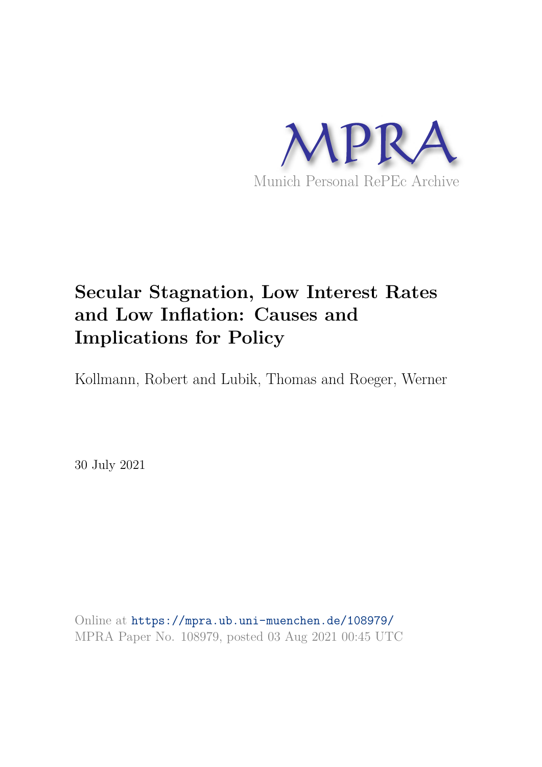MPRA

Munich Personal RePEc Archive

# Secular Stagnation, Low Interest Rates and Low Inflation: Causes and Implications for Policy

Kollmann, Robert and Lubik, Thomas and Roeger, Werner

30 July 2021

Online at https://mpra.ub.uni-muenchen.de/108979/
MPRA Paper No. 108979, posted 03 Aug 2021 00:45 UTC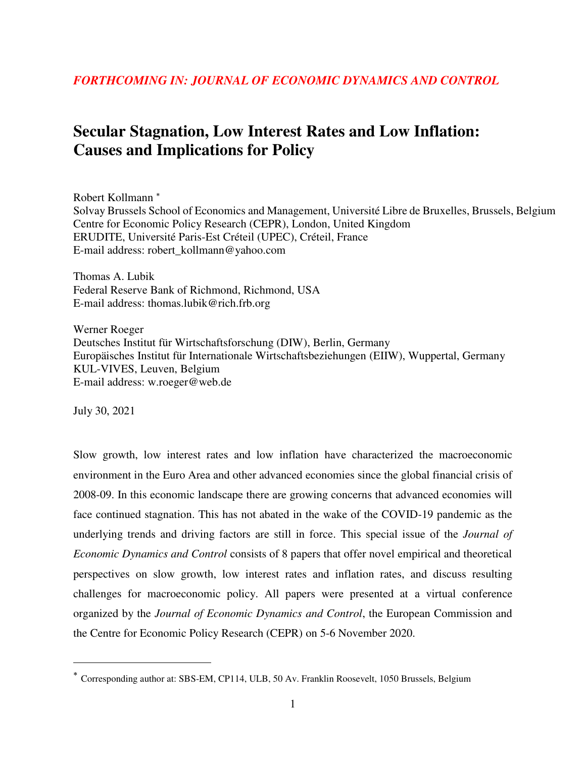*FORTHCOMING IN: JOURNAL OF ECONOMIC DYNAMICS AND CONTROL*

# Secular Stagnation, Low Interest Rates and Low Inflation: Causes and Implications for Policy

Robert Kollmann [*]
Solvay Brussels School of Economics and Management, Université Libre de Bruxelles, Brussels, Belgium
Centre for Economic Policy Research (CEPR), London, United Kingdom
ERUDITE, Université Paris-Est Créteil (UPEC), Créteil, France
E-mail address: robert_kollmann@yahoo.com

Thomas A. Lubik
Federal Reserve Bank of Richmond, Richmond, USA
E-mail address: thomas.lubik@rich.frb.org

Werner Roeger
Deutsches Institut für Wirtschaftsforschung (DIW), Berlin, Germany
Europäisches Institut für Internationale Wirtschaftsbeziehungen (EIIW), Wuppertal, Germany
KUL-VIVES, Leuven, Belgium
E-mail address: w.roeger@web.de

July 30, 2021

Slow growth, low interest rates and low inflation have characterized the macroeconomic environment in the Euro Area and other advanced economies since the global financial crisis of 2008-09. In this economic landscape there are growing concerns that advanced economies will face continued stagnation. This has not abated in the wake of the COVID-19 pandemic as the underlying trends and driving factors are still in force. This special issue of the *Journal of Economic Dynamics and Control* consists of 8 papers that offer novel empirical and theoretical perspectives on slow growth, low interest rates and inflation rates, and discuss resulting challenges for macroeconomic policy. All papers were presented at a virtual conference organized by the *Journal of Economic Dynamics and Control*, the European Commission and the Centre for Economic Policy Research (CEPR) on 5-6 November 2020.

[*] Corresponding author at: SBS-EM, CP114, ULB, 50 Av. Franklin Roosevelt, 1050 Brussels, Belgium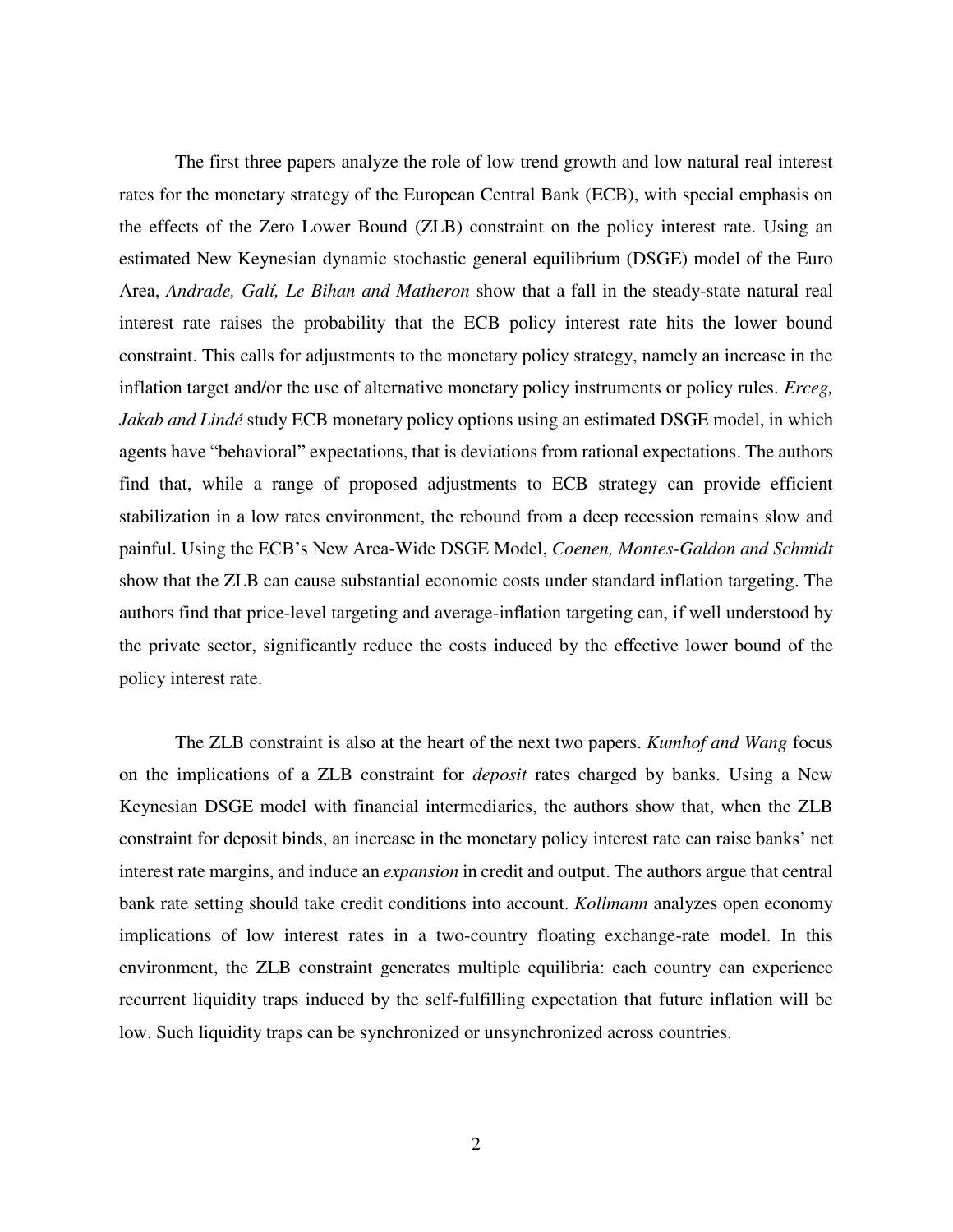The first three papers analyze the role of low trend growth and low natural real interest rates for the monetary strategy of the European Central Bank (ECB), with special emphasis on the effects of the Zero Lower Bound (ZLB) constraint on the policy interest rate. Using an estimated New Keynesian dynamic stochastic general equilibrium (DSGE) model of the Euro Area, *Andrade, Galí, Le Bihan and Matheron* show that a fall in the steady-state natural real interest rate raises the probability that the ECB policy interest rate hits the lower bound constraint. This calls for adjustments to the monetary policy strategy, namely an increase in the inflation target and/or the use of alternative monetary policy instruments or policy rules. *Erceg, Jakab and Lindé* study ECB monetary policy options using an estimated DSGE model, in which agents have "behavioral" expectations, that is deviations from rational expectations. The authors find that, while a range of proposed adjustments to ECB strategy can provide efficient stabilization in a low rates environment, the rebound from a deep recession remains slow and painful. Using the ECB's New Area-Wide DSGE Model, *Coenen, Montes-Galdon and Schmidt* show that the ZLB can cause substantial economic costs under standard inflation targeting. The authors find that price-level targeting and average-inflation targeting can, if well understood by the private sector, significantly reduce the costs induced by the effective lower bound of the policy interest rate.

The ZLB constraint is also at the heart of the next two papers. *Kumhof and Wang* focus on the implications of a ZLB constraint for *deposit* rates charged by banks. Using a New Keynesian DSGE model with financial intermediaries, the authors show that, when the ZLB constraint for deposit binds, an increase in the monetary policy interest rate can raise banks' net interest rate margins, and induce an *expansion* in credit and output. The authors argue that central bank rate setting should take credit conditions into account. *Kollmann* analyzes open economy implications of low interest rates in a two-country floating exchange-rate model. In this environment, the ZLB constraint generates multiple equilibria: each country can experience recurrent liquidity traps induced by the self-fulfilling expectation that future inflation will be low. Such liquidity traps can be synchronized or unsynchronized across countries.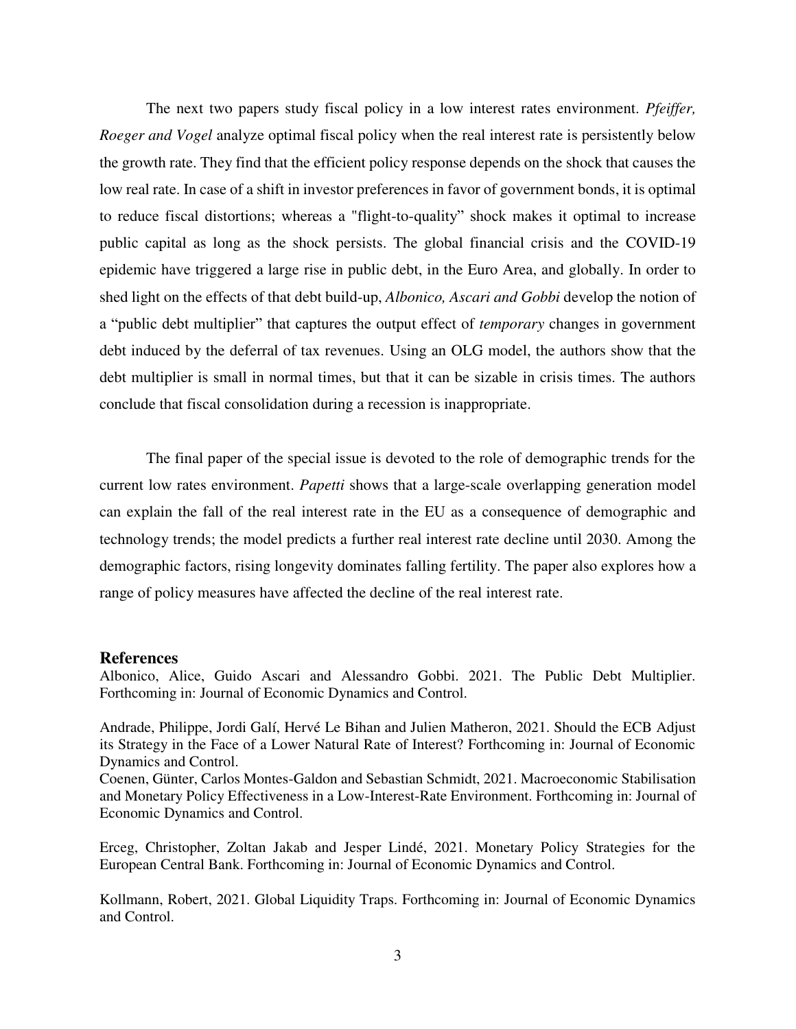The next two papers study fiscal policy in a low interest rates environment. *Pfeiffer, Roeger and Vogel* analyze optimal fiscal policy when the real interest rate is persistently below the growth rate. They find that the efficient policy response depends on the shock that causes the low real rate. In case of a shift in investor preferences in favor of government bonds, it is optimal to reduce fiscal distortions; whereas a "flight-to-quality" shock makes it optimal to increase public capital as long as the shock persists. The global financial crisis and the COVID-19 epidemic have triggered a large rise in public debt, in the Euro Area, and globally. In order to shed light on the effects of that debt build-up, *Albonico, Ascari and Gobbi* develop the notion of a "public debt multiplier" that captures the output effect of *temporary* changes in government debt induced by the deferral of tax revenues. Using an OLG model, the authors show that the debt multiplier is small in normal times, but that it can be sizable in crisis times. The authors conclude that fiscal consolidation during a recession is inappropriate.

The final paper of the special issue is devoted to the role of demographic trends for the current low rates environment. *Papetti* shows that a large-scale overlapping generation model can explain the fall of the real interest rate in the EU as a consequence of demographic and technology trends; the model predicts a further real interest rate decline until 2030. Among the demographic factors, rising longevity dominates falling fertility. The paper also explores how a range of policy measures have affected the decline of the real interest rate.

## References

Albonico, Alice, Guido Ascari and Alessandro Gobbi. 2021. The Public Debt Multiplier. Forthcoming in: Journal of Economic Dynamics and Control.

Andrade, Philippe, Jordi Galí, Hervé Le Bihan and Julien Matheron, 2021. Should the ECB Adjust its Strategy in the Face of a Lower Natural Rate of Interest? Forthcoming in: Journal of Economic Dynamics and Control.

Coenen, Günter, Carlos Montes-Galdon and Sebastian Schmidt, 2021. Macroeconomic Stabilisation and Monetary Policy Effectiveness in a Low-Interest-Rate Environment. Forthcoming in: Journal of Economic Dynamics and Control.

Erceg, Christopher, Zoltan Jakab and Jesper Lindé, 2021. Monetary Policy Strategies for the European Central Bank. Forthcoming in: Journal of Economic Dynamics and Control.

Kollmann, Robert, 2021. Global Liquidity Traps. Forthcoming in: Journal of Economic Dynamics and Control.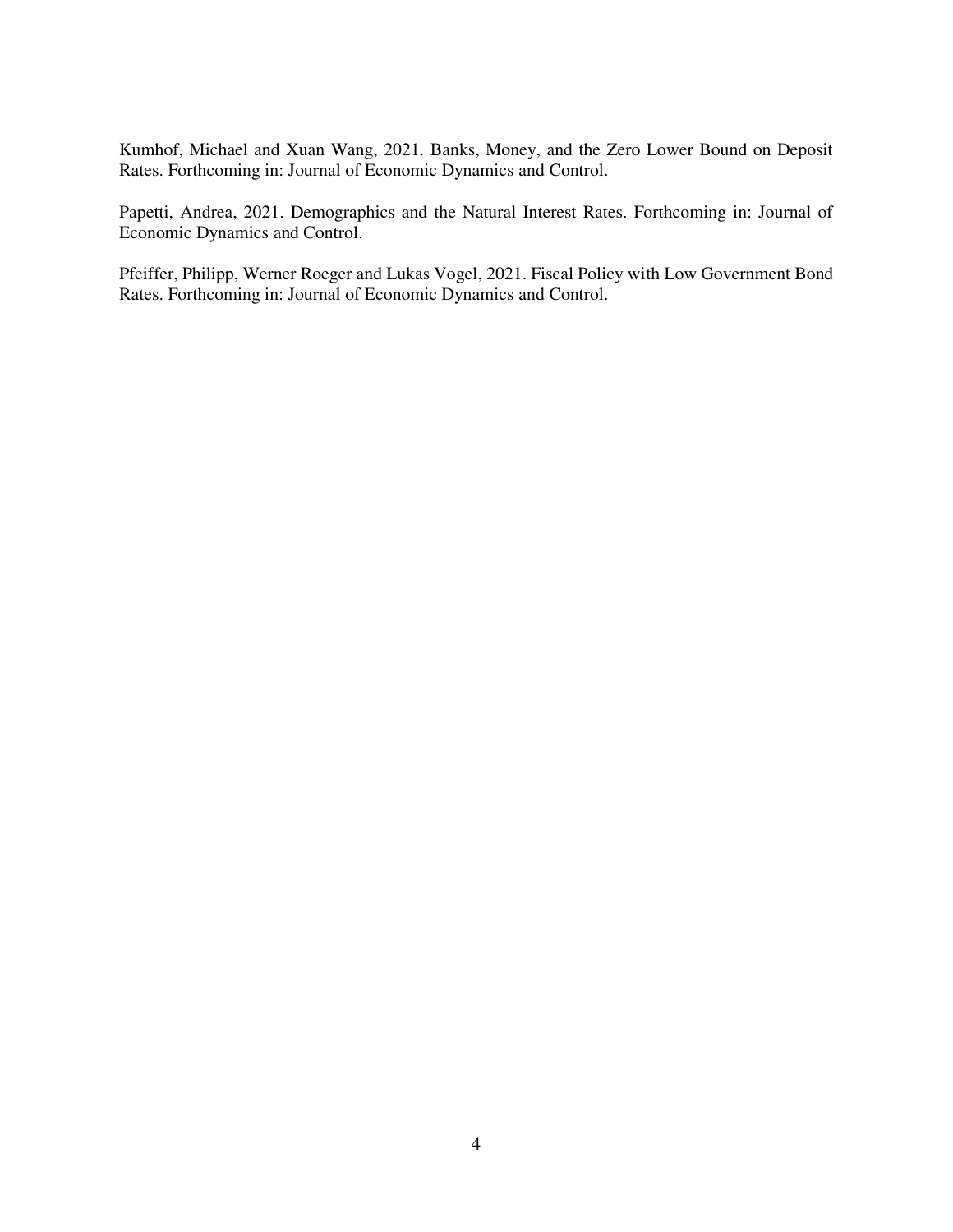Kumhof, Michael and Xuan Wang, 2021. Banks, Money, and the Zero Lower Bound on Deposit Rates. Forthcoming in: Journal of Economic Dynamics and Control.

Papetti, Andrea, 2021. Demographics and the Natural Interest Rates. Forthcoming in: Journal of Economic Dynamics and Control.

Pfeiffer, Philipp, Werner Roeger and Lukas Vogel, 2021. Fiscal Policy with Low Government Bond Rates. Forthcoming in: Journal of Economic Dynamics and Control.